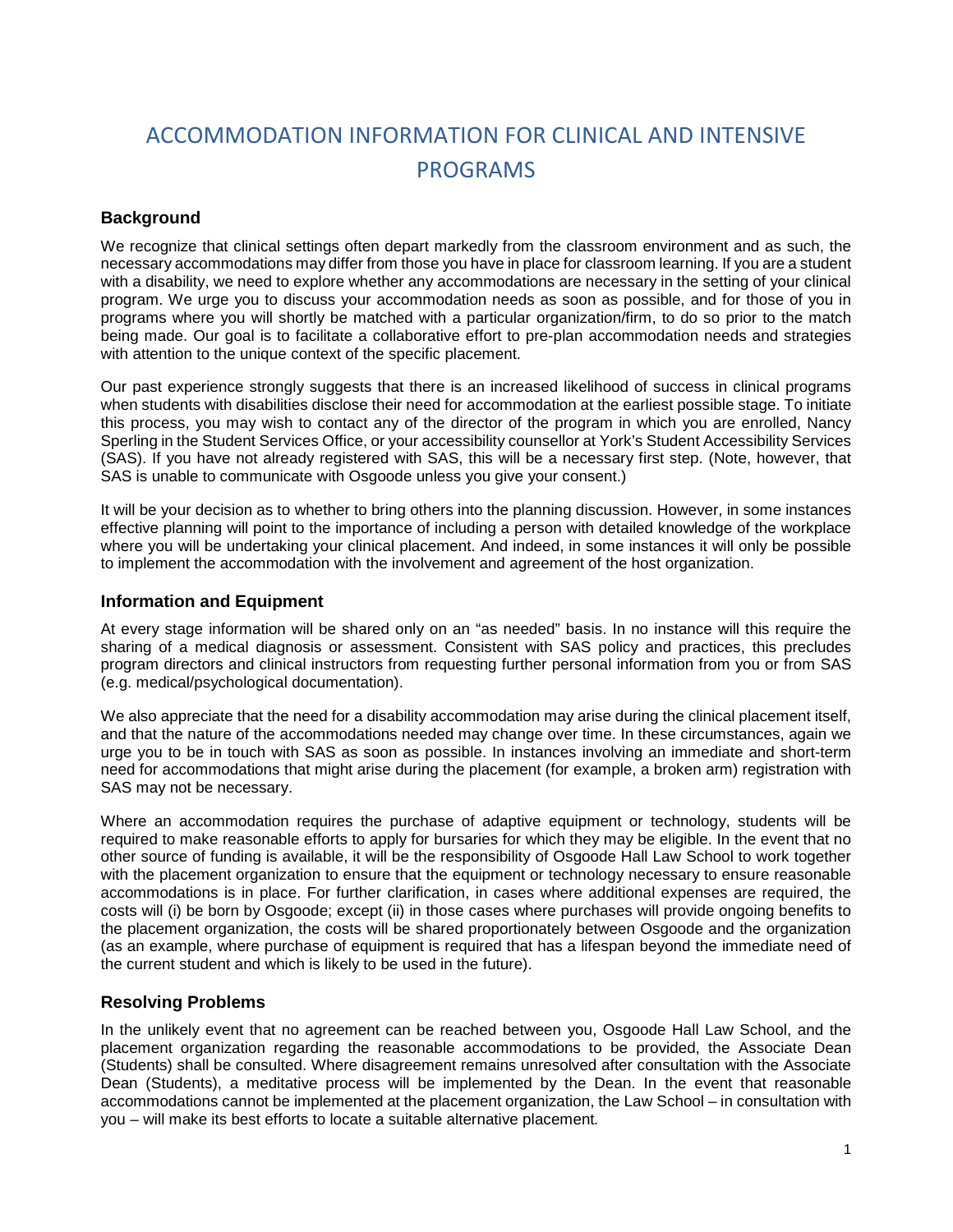# ACCOMMODATION INFORMATION FOR CLINICAL AND INTENSIVE PROGRAMS

## Background

We recognize that clinical settings often depart markedly from the classroom environment and as such, the necessary accommodations may differ from those you have in place for classroom learning. If you are a student with a disability, we need to explore whether any accommodations are necessary in the setting of your clinical program. We urge you to discuss your accommodation needs as soon as possible, and for those of you in programs where you will shortly be matched with a particular organization/firm, to do so prior to the match being made. Our goal is to facilitate a collaborative effort to pre-plan accommodation needs and strategies with attention to the unique context of the specific placement.

Our past experience strongly suggests that there is an increased likelihood of success in clinical programs when students with disabilities disclose their need for accommodation at the earliest possible stage. To initiate this process, you may wish to contact any of the director of the program in which you are enrolled, Nancy Sperling in the Student Services Office, or your accessibility counsellor at York's Student Accessibility Services (SAS). If you have not already registered with SAS, this will be a necessary first step. (Note, however, that SAS is unable to communicate with Osgoode unless you give your consent.)

It will be your decision as to whether to bring others into the planning discussion. However, in some instances effective planning will point to the importance of including a person with detailed knowledge of the workplace where you will be undertaking your clinical placement. And indeed, in some instances it will only be possible to implement the accommodation with the involvement and agreement of the host organization.

## Information and Equipment

At every stage information will be shared only on an "as needed" basis. In no instance will this require the sharing of a medical diagnosis or assessment. Consistent with SAS policy and practices, this precludes program directors and clinical instructors from requesting further personal information from you or from SAS (e.g. medical/psychological documentation).

We also appreciate that the need for a disability accommodation may arise during the clinical placement itself, and that the nature of the accommodations needed may change over time. In these circumstances, again we urge you to be in touch with SAS as soon as possible. In instances involving an immediate and short-term need for accommodations that might arise during the placement (for example, a broken arm) registration with SAS may not be necessary.

Where an accommodation requires the purchase of adaptive equipment or technology, students will be required to make reasonable efforts to apply for bursaries for which they may be eligible. In the event that no other source of funding is available, it will be the responsibility of Osgoode Hall Law School to work together with the placement organization to ensure that the equipment or technology necessary to ensure reasonable accommodations is in place. For further clarification, in cases where additional expenses are required, the costs will (i) be born by Osgoode; except (ii) in those cases where purchases will provide ongoing benefits to the placement organization, the costs will be shared proportionately between Osgoode and the organization (as an example, where purchase of equipment is required that has a lifespan beyond the immediate need of the current student and which is likely to be used in the future).

## Resolving Problems

In the unlikely event that no agreement can be reached between you, Osgoode Hall Law School, and the placement organization regarding the reasonable accommodations to be provided, the Associate Dean (Students) shall be consulted. Where disagreement remains unresolved after consultation with the Associate Dean (Students), a meditative process will be implemented by the Dean. In the event that reasonable accommodations cannot be implemented at the placement organization, the Law School – in consultation with you – will make its best efforts to locate a suitable alternative placement.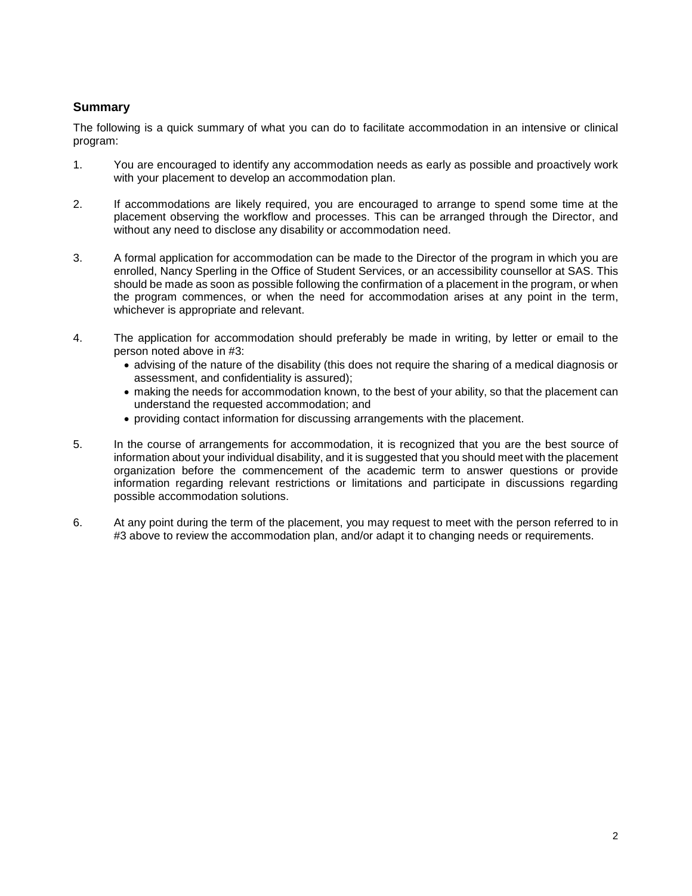## Summary

The following is a quick summary of what you can do to facilitate accommodation in an intensive or clinical program:

1. You are encouraged to identify any accommodation needs as early as possible and proactively work with your placement to develop an accommodation plan.

2. If accommodations are likely required, you are encouraged to arrange to spend some time at the placement observing the workflow and processes. This can be arranged through the Director, and without any need to disclose any disability or accommodation need.

3. A formal application for accommodation can be made to the Director of the program in which you are enrolled, Nancy Sperling in the Office of Student Services, or an accessibility counsellor at SAS. This should be made as soon as possible following the confirmation of a placement in the program, or when the program commences, or when the need for accommodation arises at any point in the term, whichever is appropriate and relevant.

4. The application for accommodation should preferably be made in writing, by letter or email to the person noted above in #3:
   - advising of the nature of the disability (this does not require the sharing of a medical diagnosis or assessment, and confidentiality is assured);
   - making the needs for accommodation known, to the best of your ability, so that the placement can understand the requested accommodation; and
   - providing contact information for discussing arrangements with the placement.

5. In the course of arrangements for accommodation, it is recognized that you are the best source of information about your individual disability, and it is suggested that you should meet with the placement organization before the commencement of the academic term to answer questions or provide information regarding relevant restrictions or limitations and participate in discussions regarding possible accommodation solutions.

6. At any point during the term of the placement, you may request to meet with the person referred to in #3 above to review the accommodation plan, and/or adapt it to changing needs or requirements.